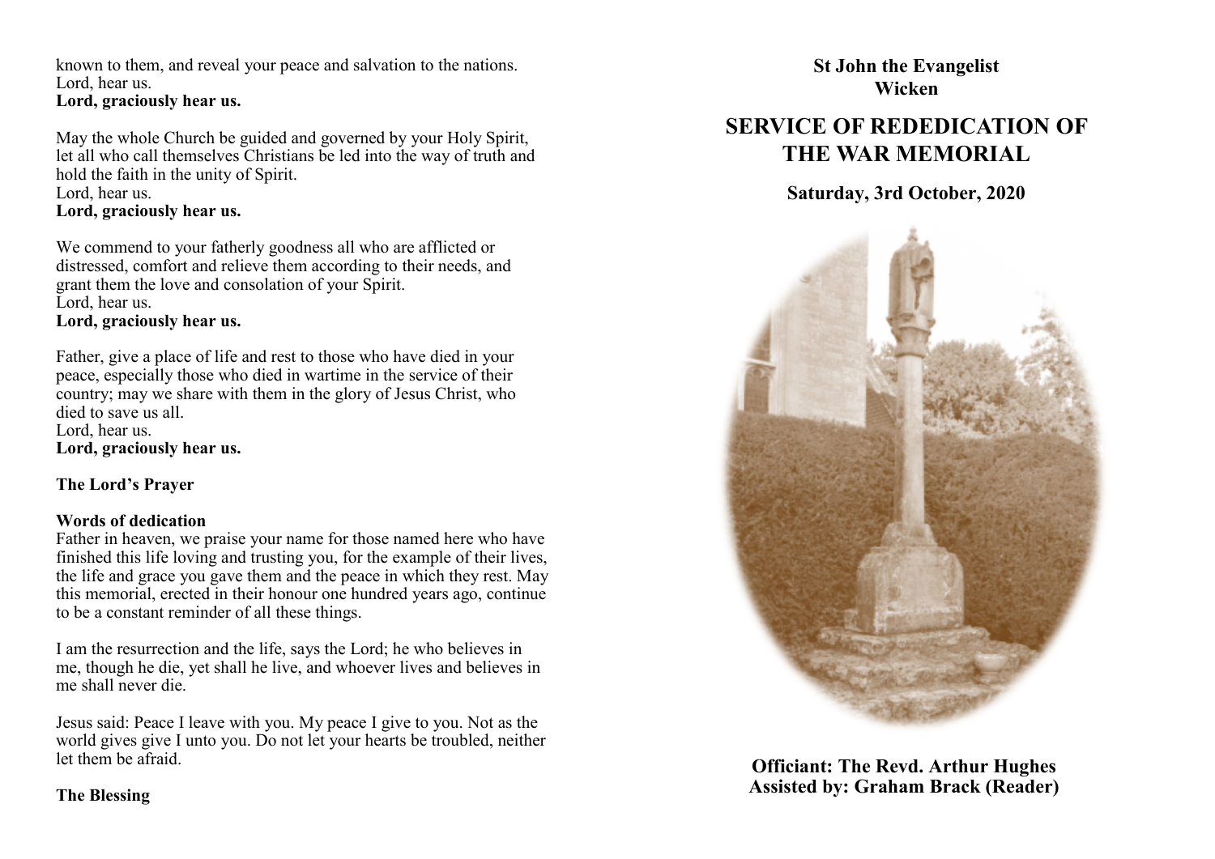known to them, and reveal your peace and salvation to the nations.
Lord, hear us.
**Lord, graciously hear us.**

May the whole Church be guided and governed by your Holy Spirit, let all who call themselves Christians be led into the way of truth and hold the faith in the unity of Spirit.
Lord, hear us.
**Lord, graciously hear us.**

We commend to your fatherly goodness all who are afflicted or distressed, comfort and relieve them according to their needs, and grant them the love and consolation of your Spirit.
Lord, hear us.
**Lord, graciously hear us.**

Father, give a place of life and rest to those who have died in your peace, especially those who died in wartime in the service of their country; may we share with them in the glory of Jesus Christ, who died to save us all.
Lord, hear us.
**Lord, graciously hear us.**

**The Lord's Prayer**

**Words of dedication**
Father in heaven, we praise your name for those named here who have finished this life loving and trusting you, for the example of their lives, the life and grace you gave them and the peace in which they rest. May this memorial, erected in their honour one hundred years ago, continue to be a constant reminder of all these things.

I am the resurrection and the life, says the Lord; he who believes in me, though he die, yet shall he live, and whoever lives and believes in me shall never die.

Jesus said: Peace I leave with you. My peace I give to you. Not as the world gives give I unto you. Do not let your hearts be troubled, neither let them be afraid.

**The Blessing**

**St John the Evangelist**
**Wicken**

# SERVICE OF REDEDICATION OF THE WAR MEMORIAL

**Saturday, 3rd October, 2020**

**Officiant: The Revd. Arthur Hughes**
**Assisted by: Graham Brack (Reader)**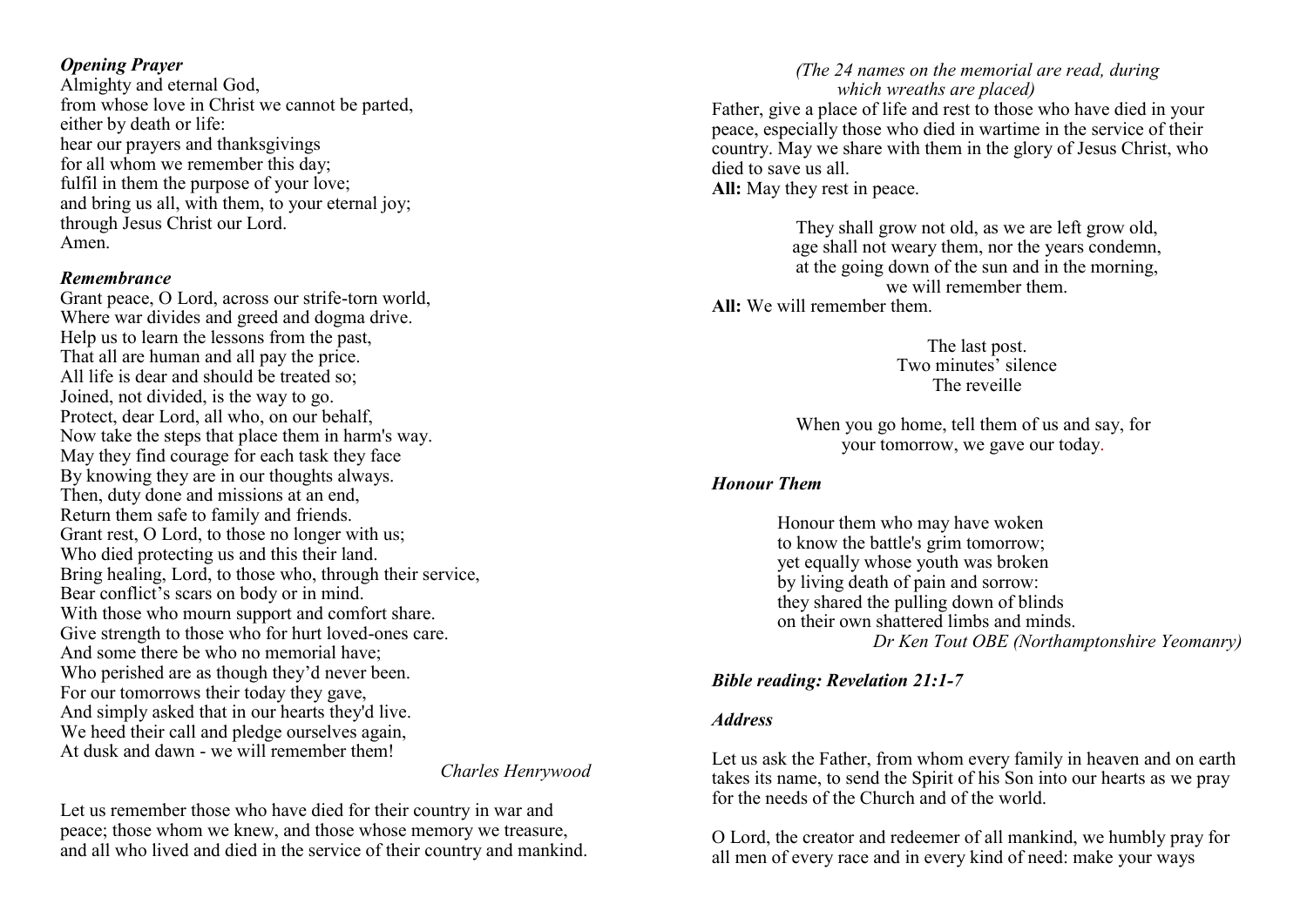***Opening Prayer***

Almighty and eternal God,
from whose love in Christ we cannot be parted,
either by death or life:
hear our prayers and thanksgivings
for all whom we remember this day;
fulfil in them the purpose of your love;
and bring us all, with them, to your eternal joy;
through Jesus Christ our Lord.
Amen.

***Remembrance***

Grant peace, O Lord, across our strife-torn world,
Where war divides and greed and dogma drive.
Help us to learn the lessons from the past,
That all are human and all pay the price.
All life is dear and should be treated so;
Joined, not divided, is the way to go.
Protect, dear Lord, all who, on our behalf,
Now take the steps that place them in harm's way.
May they find courage for each task they face
By knowing they are in our thoughts always.
Then, duty done and missions at an end,
Return them safe to family and friends.
Grant rest, O Lord, to those no longer with us;
Who died protecting us and this their land.
Bring healing, Lord, to those who, through their service,
Bear conflict's scars on body or in mind.
With those who mourn support and comfort share.
Give strength to those who for hurt loved-ones care.
And some there be who no memorial have;
Who perished are as though they'd never been.
For our tomorrows their today they gave,
And simply asked that in our hearts they'd live.
We heed their call and pledge ourselves again,
At dusk and dawn - we will remember them!

*Charles Henrywood*

Let us remember those who have died for their country in war and peace; those whom we knew, and those whose memory we treasure, and all who lived and died in the service of their country and mankind.

*(The 24 names on the memorial are read, during which wreaths are placed)*

Father, give a place of life and rest to those who have died in your peace, especially those who died in wartime in the service of their country. May we share with them in the glory of Jesus Christ, who died to save us all.
**All:** May they rest in peace.

They shall grow not old, as we are left grow old,
age shall not weary them, nor the years condemn,
at the going down of the sun and in the morning,
we will remember them.
**All:** We will remember them.

The last post.
Two minutes' silence
The reveille

When you go home, tell them of us and say, for
your tomorrow, we gave our today.

***Honour Them***

Honour them who may have woken
to know the battle's grim tomorrow;
yet equally whose youth was broken
by living death of pain and sorrow:
they shared the pulling down of blinds
on their own shattered limbs and minds.

*Dr Ken Tout OBE (Northamptonshire Yeomanry)*

***Bible reading: Revelation 21:1-7***

***Address***

Let us ask the Father, from whom every family in heaven and on earth takes its name, to send the Spirit of his Son into our hearts as we pray for the needs of the Church and of the world.

O Lord, the creator and redeemer of all mankind, we humbly pray for all men of every race and in every kind of need: make your ways